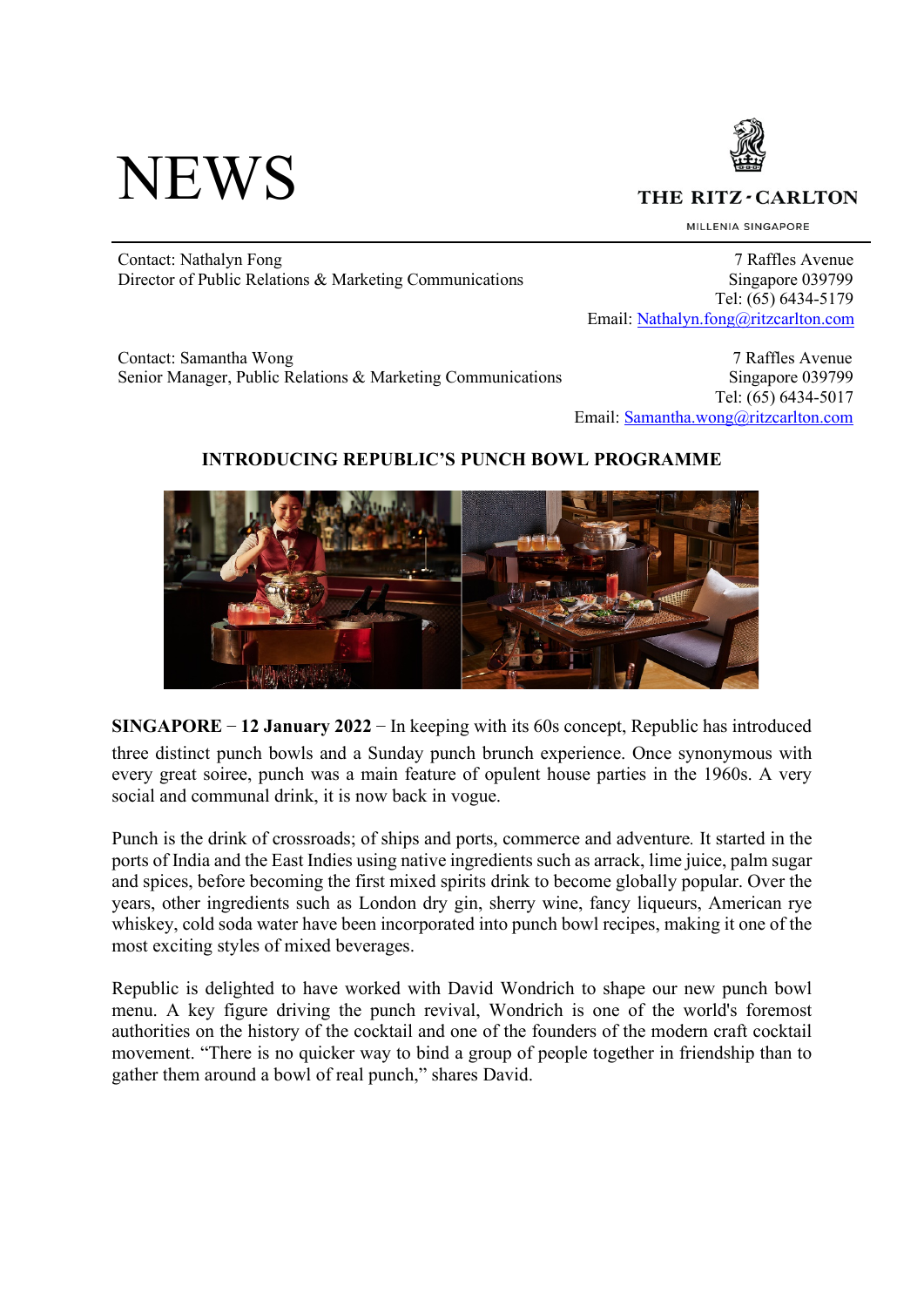# NEWS

THE RITZ-CARLTON

MILLENIA SINGAPORE

Contact: Nathalyn Fong
Director of Public Relations & Marketing Communications

7 Raffles Avenue
Singapore 039799
Tel: (65) 6434-5179
Email: Nathalyn.fong@ritzcarlton.com

Contact: Samantha Wong
Senior Manager, Public Relations & Marketing Communications

7 Raffles Avenue
Singapore 039799
Tel: (65) 6434-5017
Email: Samantha.wong@ritzcarlton.com

## INTRODUCING REPUBLIC'S PUNCH BOWL PROGRAMME

**SINGAPORE – 12 January 2022** – In keeping with its 60s concept, Republic has introduced three distinct punch bowls and a Sunday punch brunch experience. Once synonymous with every great soiree, punch was a main feature of opulent house parties in the 1960s. A very social and communal drink, it is now back in vogue.

Punch is the drink of crossroads; of ships and ports, commerce and adventure. It started in the ports of India and the East Indies using native ingredients such as arrack, lime juice, palm sugar and spices, before becoming the first mixed spirits drink to become globally popular. Over the years, other ingredients such as London dry gin, sherry wine, fancy liqueurs, American rye whiskey, cold soda water have been incorporated into punch bowl recipes, making it one of the most exciting styles of mixed beverages.

Republic is delighted to have worked with David Wondrich to shape our new punch bowl menu. A key figure driving the punch revival, Wondrich is one of the world's foremost authorities on the history of the cocktail and one of the founders of the modern craft cocktail movement. "There is no quicker way to bind a group of people together in friendship than to gather them around a bowl of real punch," shares David.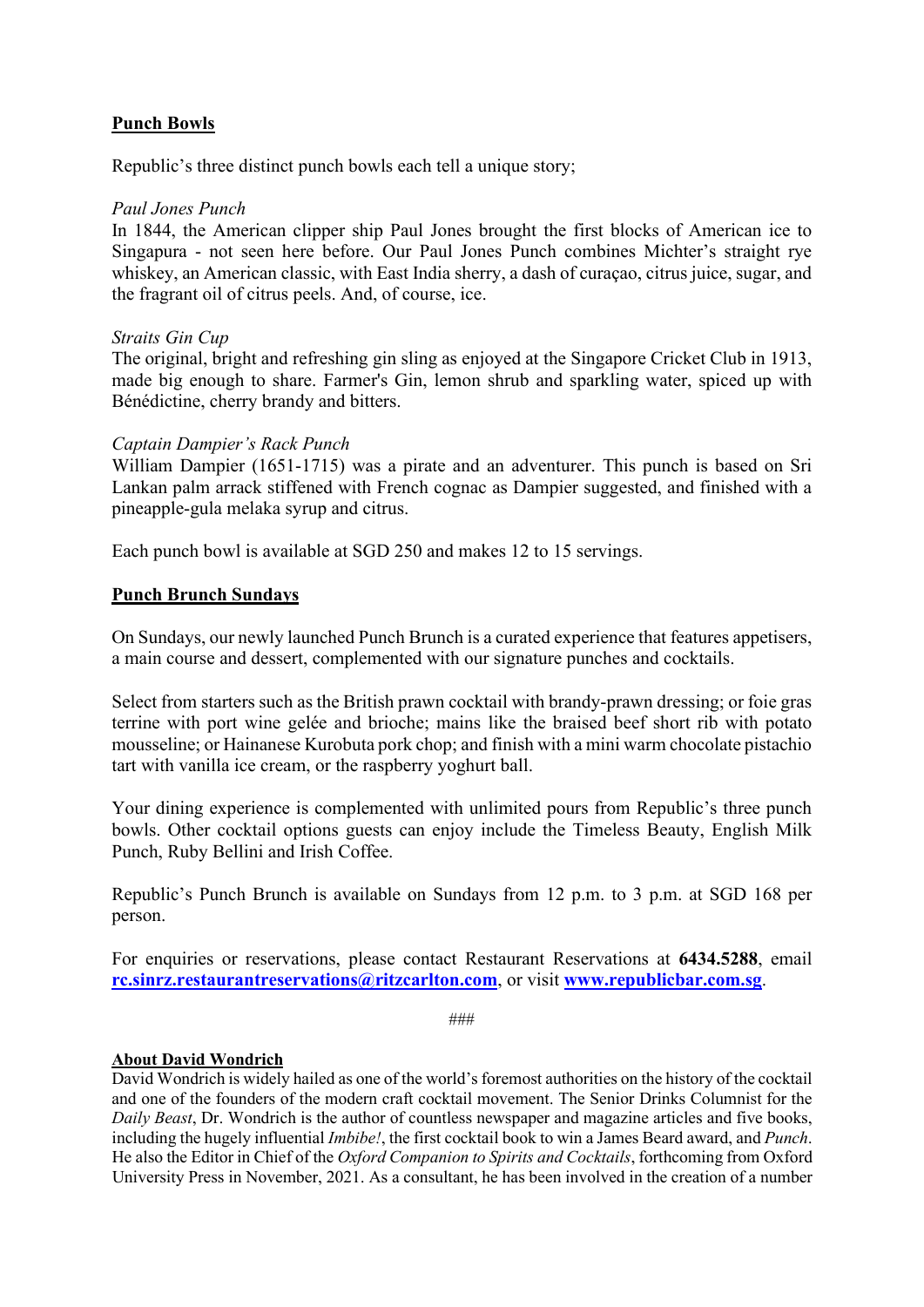## Punch Bowls

Republic's three distinct punch bowls each tell a unique story;

*Paul Jones Punch*
In 1844, the American clipper ship Paul Jones brought the first blocks of American ice to Singapura - not seen here before. Our Paul Jones Punch combines Michter's straight rye whiskey, an American classic, with East India sherry, a dash of curaçao, citrus juice, sugar, and the fragrant oil of citrus peels. And, of course, ice.

*Straits Gin Cup*
The original, bright and refreshing gin sling as enjoyed at the Singapore Cricket Club in 1913, made big enough to share. Farmer's Gin, lemon shrub and sparkling water, spiced up with Bénédictine, cherry brandy and bitters.

*Captain Dampier's Rack Punch*
William Dampier (1651-1715) was a pirate and an adventurer. This punch is based on Sri Lankan palm arrack stiffened with French cognac as Dampier suggested, and finished with a pineapple-gula melaka syrup and citrus.

Each punch bowl is available at SGD 250 and makes 12 to 15 servings.

## Punch Brunch Sundays

On Sundays, our newly launched Punch Brunch is a curated experience that features appetisers, a main course and dessert, complemented with our signature punches and cocktails.

Select from starters such as the British prawn cocktail with brandy-prawn dressing; or foie gras terrine with port wine gelée and brioche; mains like the braised beef short rib with potato mousseline; or Hainanese Kurobuta pork chop; and finish with a mini warm chocolate pistachio tart with vanilla ice cream, or the raspberry yoghurt ball.

Your dining experience is complemented with unlimited pours from Republic's three punch bowls. Other cocktail options guests can enjoy include the Timeless Beauty, English Milk Punch, Ruby Bellini and Irish Coffee.

Republic's Punch Brunch is available on Sundays from 12 p.m. to 3 p.m. at SGD 168 per person.

For enquiries or reservations, please contact Restaurant Reservations at **6434.5288**, email **rc.sinrz.restaurantreservations@ritzcarlton.com**, or visit **www.republicbar.com.sg**.

###

## About David Wondrich

David Wondrich is widely hailed as one of the world's foremost authorities on the history of the cocktail and one of the founders of the modern craft cocktail movement. The Senior Drinks Columnist for the *Daily Beast*, Dr. Wondrich is the author of countless newspaper and magazine articles and five books, including the hugely influential *Imbibe!*, the first cocktail book to win a James Beard award, and *Punch*. He also the Editor in Chief of the *Oxford Companion to Spirits and Cocktails*, forthcoming from Oxford University Press in November, 2021. As a consultant, he has been involved in the creation of a number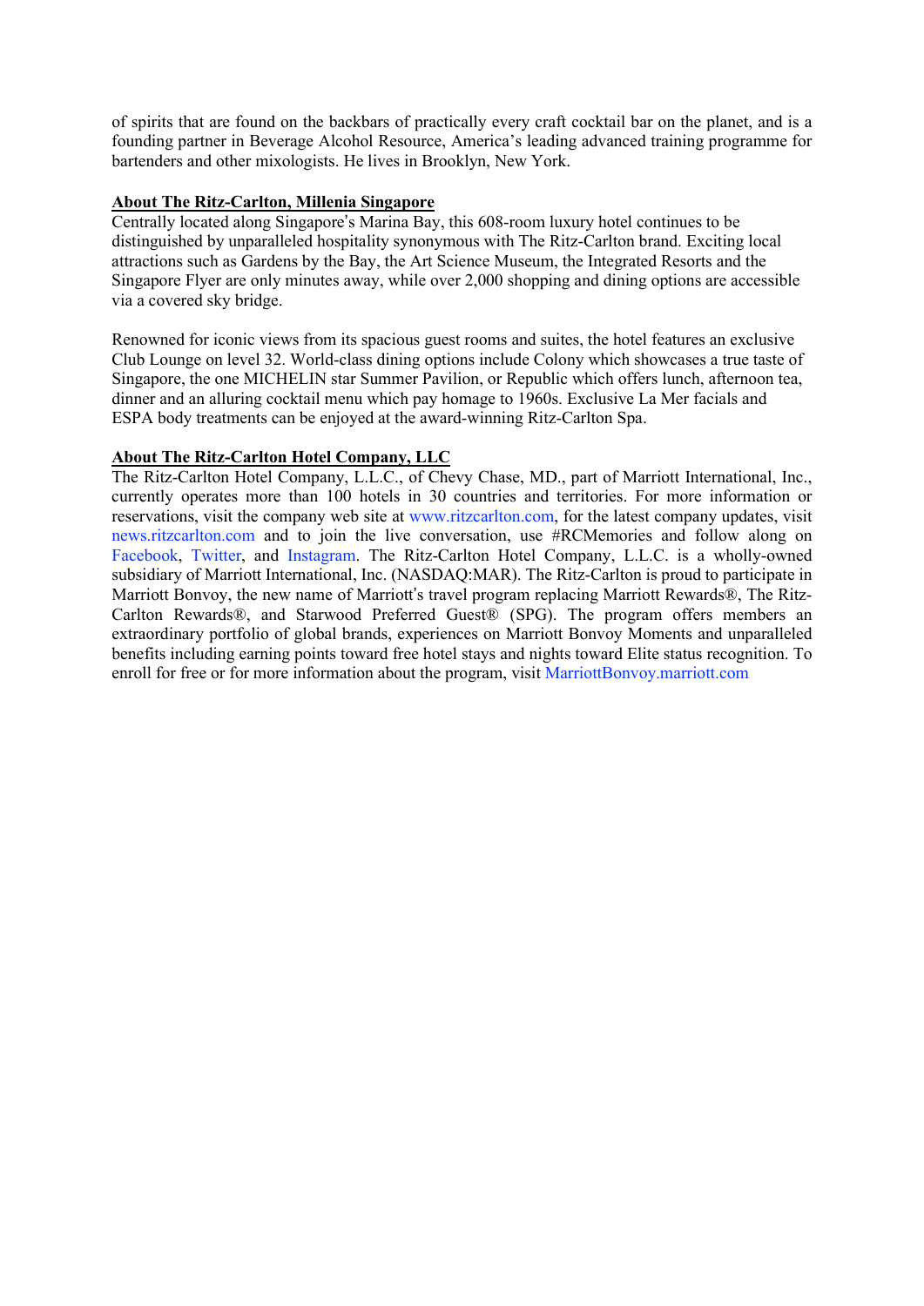of spirits that are found on the backbars of practically every craft cocktail bar on the planet, and is a founding partner in Beverage Alcohol Resource, America's leading advanced training programme for bartenders and other mixologists. He lives in Brooklyn, New York.

**About The Ritz-Carlton, Millenia Singapore**

Centrally located along Singapore's Marina Bay, this 608-room luxury hotel continues to be distinguished by unparalleled hospitality synonymous with The Ritz-Carlton brand. Exciting local attractions such as Gardens by the Bay, the Art Science Museum, the Integrated Resorts and the Singapore Flyer are only minutes away, while over 2,000 shopping and dining options are accessible via a covered sky bridge.

Renowned for iconic views from its spacious guest rooms and suites, the hotel features an exclusive Club Lounge on level 32. World-class dining options include Colony which showcases a true taste of Singapore, the one MICHELIN star Summer Pavilion, or Republic which offers lunch, afternoon tea, dinner and an alluring cocktail menu which pay homage to 1960s. Exclusive La Mer facials and ESPA body treatments can be enjoyed at the award-winning Ritz-Carlton Spa.

**About The Ritz-Carlton Hotel Company, LLC**

The Ritz-Carlton Hotel Company, L.L.C., of Chevy Chase, MD., part of Marriott International, Inc., currently operates more than 100 hotels in 30 countries and territories. For more information or reservations, visit the company web site at www.ritzcarlton.com, for the latest company updates, visit news.ritzcarlton.com and to join the live conversation, use #RCMemories and follow along on Facebook, Twitter, and Instagram. The Ritz-Carlton Hotel Company, L.L.C. is a wholly-owned subsidiary of Marriott International, Inc. (NASDAQ:MAR). The Ritz-Carlton is proud to participate in Marriott Bonvoy, the new name of Marriott's travel program replacing Marriott Rewards®, The Ritz-Carlton Rewards®, and Starwood Preferred Guest® (SPG). The program offers members an extraordinary portfolio of global brands, experiences on Marriott Bonvoy Moments and unparalleled benefits including earning points toward free hotel stays and nights toward Elite status recognition. To enroll for free or for more information about the program, visit MarriottBonvoy.marriott.com